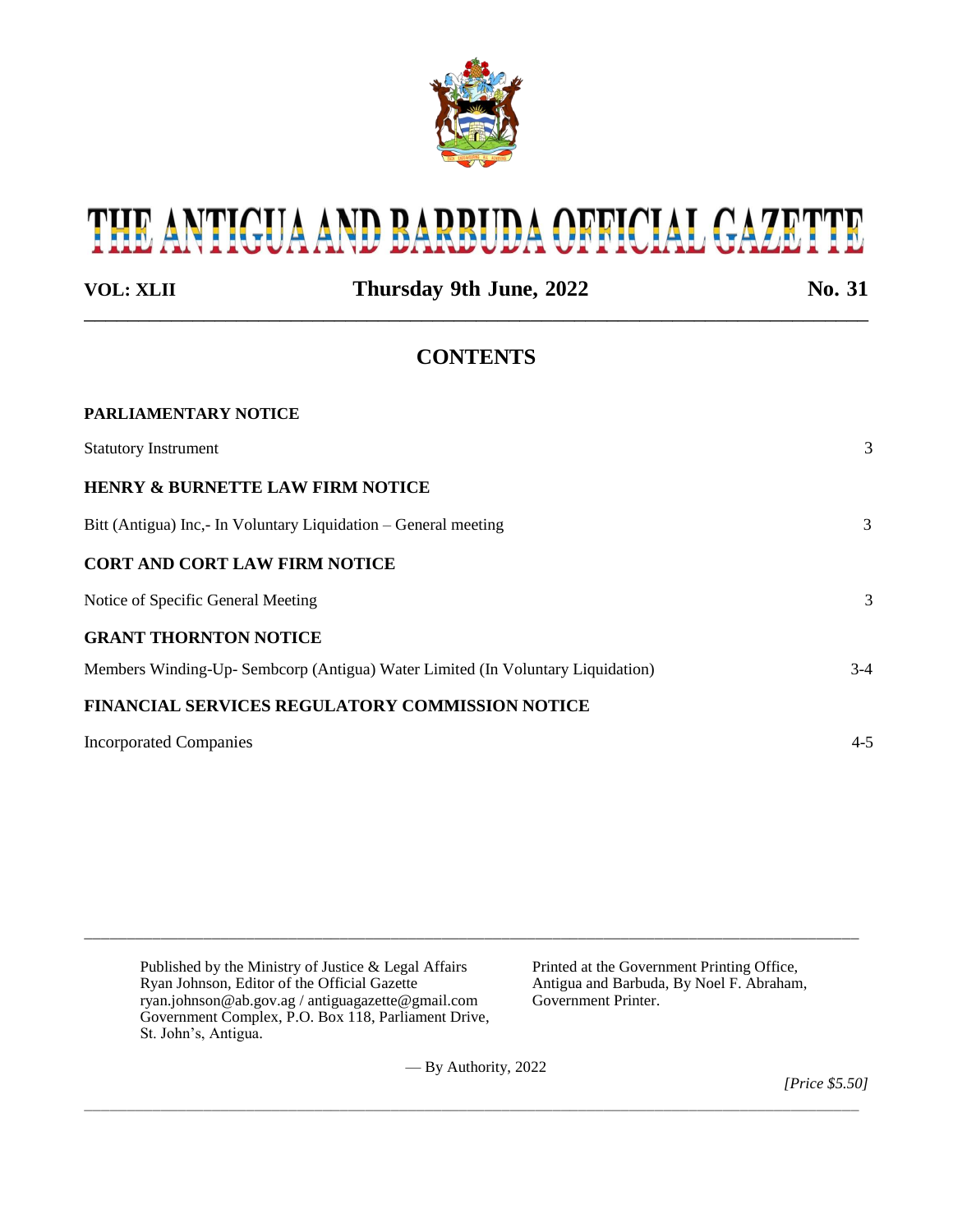# THE ANTIGUA AND BARBUDA OFFICIAL GAZETTE

**VOL: XLII** | **Thursday 9th June, 2022** | **No. 31**

## CONTENTS

**PARLIAMENTARY NOTICE**

Statutory Instrument 3

**HENRY & BURNETTE LAW FIRM NOTICE**

Bitt (Antigua) Inc,- In Voluntary Liquidation – General meeting 3

**CORT AND CORT LAW FIRM NOTICE**

Notice of Specific General Meeting 3

**GRANT THORNTON NOTICE**

Members Winding-Up- Sembcorp (Antigua) Water Limited (In Voluntary Liquidation) 3-4

**FINANCIAL SERVICES REGULATORY COMMISSION NOTICE**

Incorporated Companies 4-5

---

Published by the Ministry of Justice & Legal Affairs
Ryan Johnson, Editor of the Official Gazette
ryan.johnson@ab.gov.ag / antiguagazette@gmail.com
Government Complex, P.O. Box 118, Parliament Drive,
St. John's, Antigua.

Printed at the Government Printing Office,
Antigua and Barbuda, By Noel F. Abraham,
Government Printer.

— By Authority, 2022

*[Price $5.50]*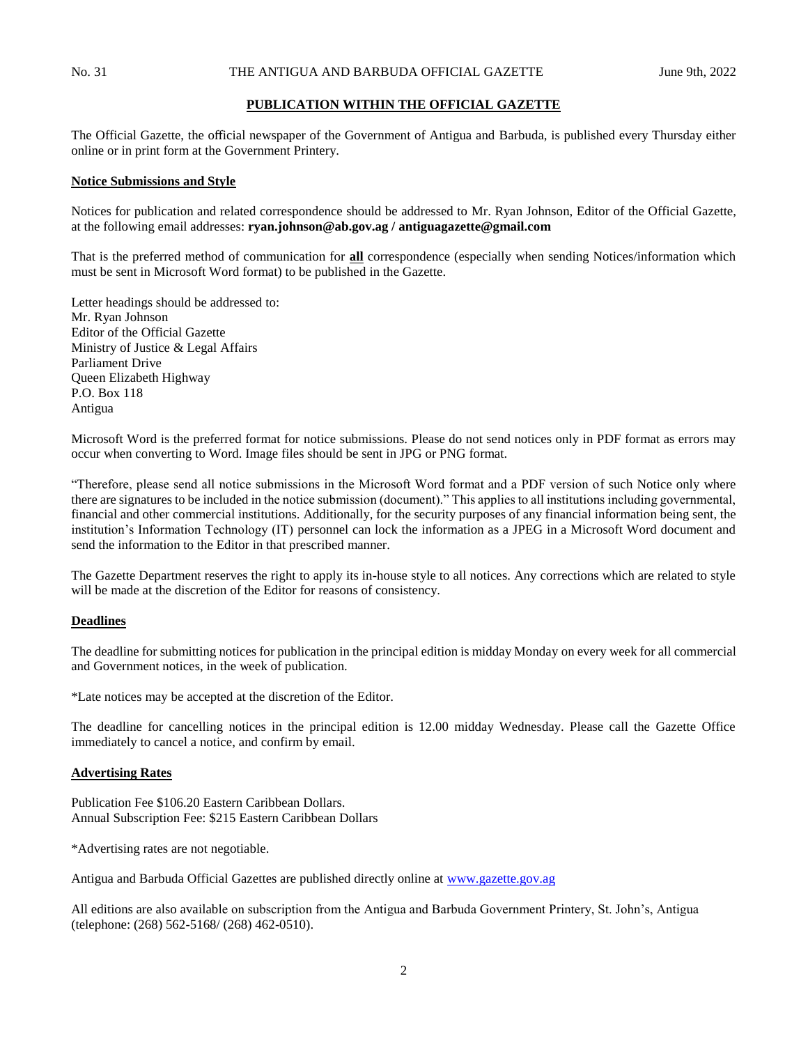## PUBLICATION WITHIN THE OFFICIAL GAZETTE

The Official Gazette, the official newspaper of the Government of Antigua and Barbuda, is published every Thursday either online or in print form at the Government Printery.

### Notice Submissions and Style

Notices for publication and related correspondence should be addressed to Mr. Ryan Johnson, Editor of the Official Gazette, at the following email addresses: **ryan.johnson@ab.gov.ag / antiguagazette@gmail.com**

That is the preferred method of communication for **all** correspondence (especially when sending Notices/information which must be sent in Microsoft Word format) to be published in the Gazette.

Letter headings should be addressed to:
Mr. Ryan Johnson
Editor of the Official Gazette
Ministry of Justice & Legal Affairs
Parliament Drive
Queen Elizabeth Highway
P.O. Box 118
Antigua

Microsoft Word is the preferred format for notice submissions. Please do not send notices only in PDF format as errors may occur when converting to Word. Image files should be sent in JPG or PNG format.

"Therefore, please send all notice submissions in the Microsoft Word format and a PDF version of such Notice only where there are signatures to be included in the notice submission (document)." This applies to all institutions including governmental, financial and other commercial institutions. Additionally, for the security purposes of any financial information being sent, the institution's Information Technology (IT) personnel can lock the information as a JPEG in a Microsoft Word document and send the information to the Editor in that prescribed manner.

The Gazette Department reserves the right to apply its in-house style to all notices. Any corrections which are related to style will be made at the discretion of the Editor for reasons of consistency.

### Deadlines

The deadline for submitting notices for publication in the principal edition is midday Monday on every week for all commercial and Government notices, in the week of publication.

*Late notices may be accepted at the discretion of the Editor.

The deadline for cancelling notices in the principal edition is 12.00 midday Wednesday. Please call the Gazette Office immediately to cancel a notice, and confirm by email.

### Advertising Rates

Publication Fee $106.20 Eastern Caribbean Dollars.
Annual Subscription Fee: $215 Eastern Caribbean Dollars

*Advertising rates are not negotiable.

Antigua and Barbuda Official Gazettes are published directly online at www.gazette.gov.ag

All editions are also available on subscription from the Antigua and Barbuda Government Printery, St. John's, Antigua (telephone: (268) 562-5168/ (268) 462-0510).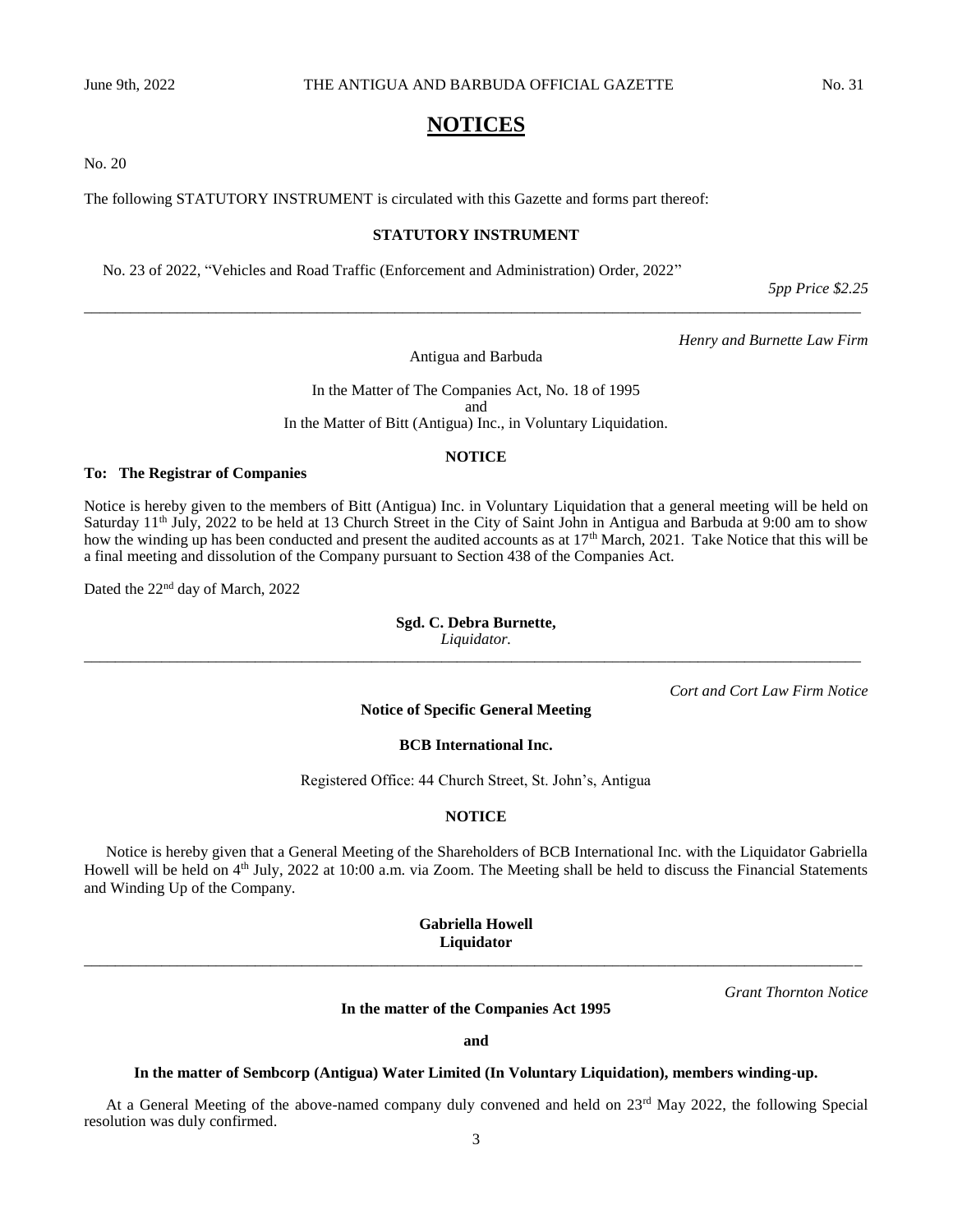# NOTICES

No. 20

The following STATUTORY INSTRUMENT is circulated with this Gazette and forms part thereof:

**STATUTORY INSTRUMENT**

No. 23 of 2022, "Vehicles and Road Traffic (Enforcement and Administration) Order, 2022"

*5pp Price $2.25*

---

*Henry and Burnette Law Firm*

Antigua and Barbuda

In the Matter of The Companies Act, No. 18 of 1995
and
In the Matter of Bitt (Antigua) Inc., in Voluntary Liquidation.

**NOTICE**

**To: The Registrar of Companies**

Notice is hereby given to the members of Bitt (Antigua) Inc. in Voluntary Liquidation that a general meeting will be held on Saturday 11th July, 2022 to be held at 13 Church Street in the City of Saint John in Antigua and Barbuda at 9:00 am to show how the winding up has been conducted and present the audited accounts as at 17th March, 2021. Take Notice that this will be a final meeting and dissolution of the Company pursuant to Section 438 of the Companies Act.

Dated the 22nd day of March, 2022

**Sgd. C. Debra Burnette,**
*Liquidator.*

---

*Cort and Cort Law Firm Notice*

**Notice of Specific General Meeting**

**BCB International Inc.**

Registered Office: 44 Church Street, St. John's, Antigua

**NOTICE**

Notice is hereby given that a General Meeting of the Shareholders of BCB International Inc. with the Liquidator Gabriella Howell will be held on 4th July, 2022 at 10:00 a.m. via Zoom. The Meeting shall be held to discuss the Financial Statements and Winding Up of the Company.

**Gabriella Howell**
**Liquidator**

---

*Grant Thornton Notice*

**In the matter of the Companies Act 1995**

**and**

**In the matter of Sembcorp (Antigua) Water Limited (In Voluntary Liquidation), members winding-up.**

At a General Meeting of the above-named company duly convened and held on 23rd May 2022, the following Special resolution was duly confirmed.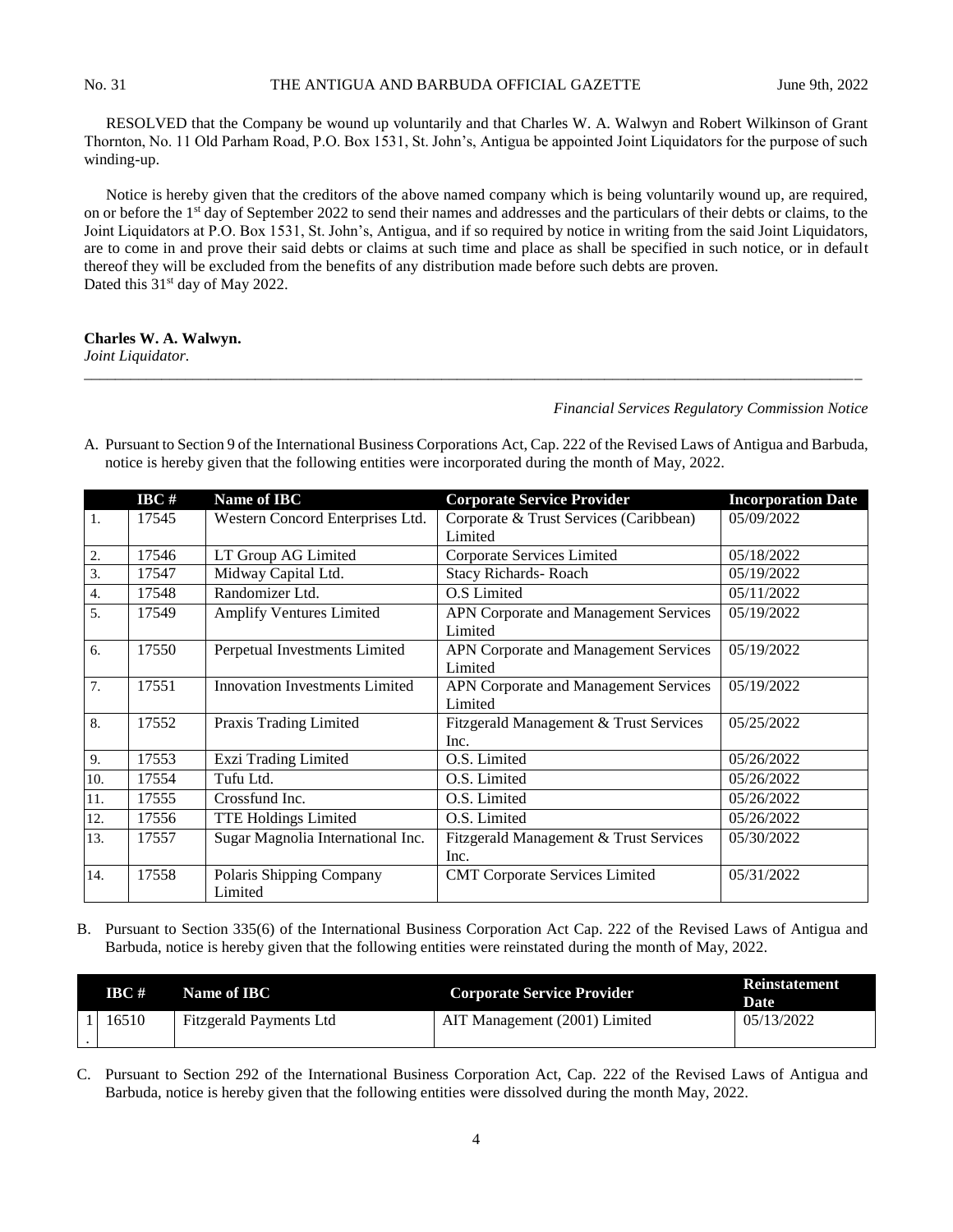RESOLVED that the Company be wound up voluntarily and that Charles W. A. Walwyn and Robert Wilkinson of Grant Thornton, No. 11 Old Parham Road, P.O. Box 1531, St. John's, Antigua be appointed Joint Liquidators for the purpose of such winding-up.

Notice is hereby given that the creditors of the above named company which is being voluntarily wound up, are required, on or before the 1st day of September 2022 to send their names and addresses and the particulars of their debts or claims, to the Joint Liquidators at P.O. Box 1531, St. John's, Antigua, and if so required by notice in writing from the said Joint Liquidators, are to come in and prove their said debts or claims at such time and place as shall be specified in such notice, or in default thereof they will be excluded from the benefits of any distribution made before such debts are proven.
Dated this 31st day of May 2022.

**Charles W. A. Walwyn.**
*Joint Liquidator.*

---

*Financial Services Regulatory Commission Notice*

A. Pursuant to Section 9 of the International Business Corporations Act, Cap. 222 of the Revised Laws of Antigua and Barbuda, notice is hereby given that the following entities were incorporated during the month of May, 2022.

| | IBC # | Name of IBC | Corporate Service Provider | Incorporation Date |
|---|---|---|---|---|
| 1. | 17545 | Western Concord Enterprises Ltd. | Corporate & Trust Services (Caribbean) Limited | 05/09/2022 |
| 2. | 17546 | LT Group AG Limited | Corporate Services Limited | 05/18/2022 |
| 3. | 17547 | Midway Capital Ltd. | Stacy Richards- Roach | 05/19/2022 |
| 4. | 17548 | Randomizer Ltd. | O.S Limited | 05/11/2022 |
| 5. | 17549 | Amplify Ventures Limited | APN Corporate and Management Services Limited | 05/19/2022 |
| 6. | 17550 | Perpetual Investments Limited | APN Corporate and Management Services Limited | 05/19/2022 |
| 7. | 17551 | Innovation Investments Limited | APN Corporate and Management Services Limited | 05/19/2022 |
| 8. | 17552 | Praxis Trading Limited | Fitzgerald Management & Trust Services Inc. | 05/25/2022 |
| 9. | 17553 | Exzi Trading Limited | O.S. Limited | 05/26/2022 |
| 10. | 17554 | Tufu Ltd. | O.S. Limited | 05/26/2022 |
| 11. | 17555 | Crossfund Inc. | O.S. Limited | 05/26/2022 |
| 12. | 17556 | TTE Holdings Limited | O.S. Limited | 05/26/2022 |
| 13. | 17557 | Sugar Magnolia International Inc. | Fitzgerald Management & Trust Services Inc. | 05/30/2022 |
| 14. | 17558 | Polaris Shipping Company Limited | CMT Corporate Services Limited | 05/31/2022 |

B. Pursuant to Section 335(6) of the International Business Corporation Act Cap. 222 of the Revised Laws of Antigua and Barbuda, notice is hereby given that the following entities were reinstated during the month of May, 2022.

| | IBC # | Name of IBC | Corporate Service Provider | Reinstatement Date |
|---|---|---|---|---|
| 1. | 16510 | Fitzgerald Payments Ltd | AIT Management (2001) Limited | 05/13/2022 |

C. Pursuant to Section 292 of the International Business Corporation Act, Cap. 222 of the Revised Laws of Antigua and Barbuda, notice is hereby given that the following entities were dissolved during the month May, 2022.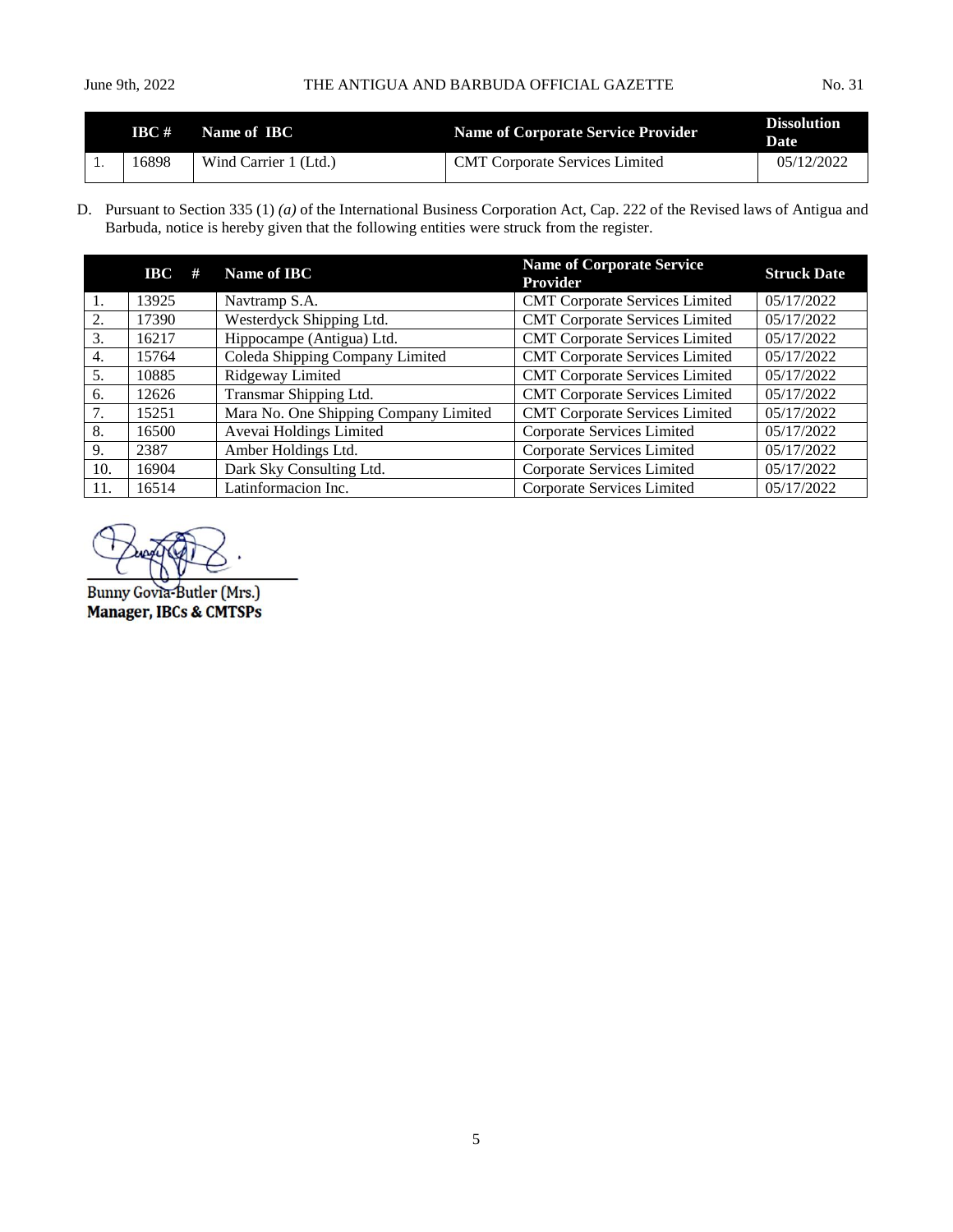| | IBC # | Name of IBC | Name of Corporate Service Provider | Dissolution Date |
|---|---|---|---|---|
| 1. | 16898 | Wind Carrier 1 (Ltd.) | CMT Corporate Services Limited | 05/12/2022 |

D. Pursuant to Section 335 (1) *(a)* of the International Business Corporation Act, Cap. 222 of the Revised laws of Antigua and Barbuda, notice is hereby given that the following entities were struck from the register.

| | IBC # | Name of IBC | Name of Corporate Service Provider | Struck Date |
|---|---|---|---|---|
| 1. | 13925 | Navtramp S.A. | CMT Corporate Services Limited | 05/17/2022 |
| 2. | 17390 | Westerdyck Shipping Ltd. | CMT Corporate Services Limited | 05/17/2022 |
| 3. | 16217 | Hippocampe (Antigua) Ltd. | CMT Corporate Services Limited | 05/17/2022 |
| 4. | 15764 | Coleda Shipping Company Limited | CMT Corporate Services Limited | 05/17/2022 |
| 5. | 10885 | Ridgeway Limited | CMT Corporate Services Limited | 05/17/2022 |
| 6. | 12626 | Transmar Shipping Ltd. | CMT Corporate Services Limited | 05/17/2022 |
| 7. | 15251 | Mara No. One Shipping Company Limited | CMT Corporate Services Limited | 05/17/2022 |
| 8. | 16500 | Avevai Holdings Limited | Corporate Services Limited | 05/17/2022 |
| 9. | 2387 | Amber Holdings Ltd. | Corporate Services Limited | 05/17/2022 |
| 10. | 16904 | Dark Sky Consulting Ltd. | Corporate Services Limited | 05/17/2022 |
| 11. | 16514 | Latinformacion Inc. | Corporate Services Limited | 05/17/2022 |

Bunny Govia-Butler (Mrs.)
**Manager, IBCs & CMTSPs**